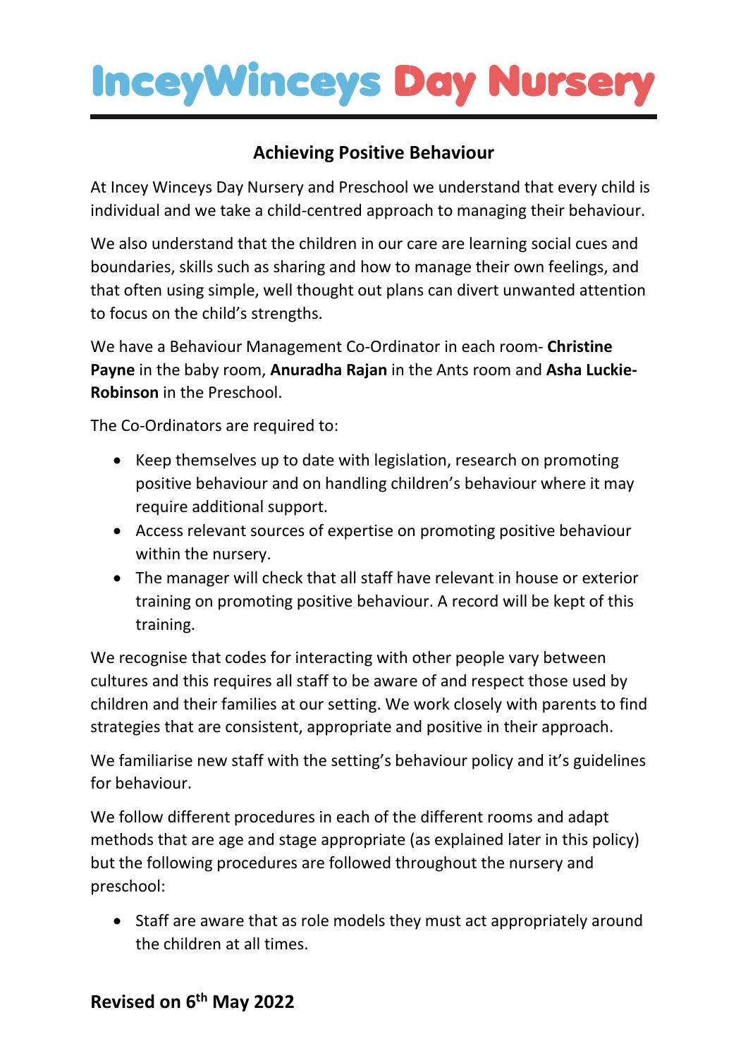# InceyWinceys Day Nursery

## Achieving Positive Behaviour

At Incey Winceys Day Nursery and Preschool we understand that every child is individual and we take a child-centred approach to managing their behaviour.

We also understand that the children in our care are learning social cues and boundaries, skills such as sharing and how to manage their own feelings, and that often using simple, well thought out plans can divert unwanted attention to focus on the child's strengths.

We have a Behaviour Management Co-Ordinator in each room- **Christine Payne** in the baby room, **Anuradha Rajan** in the Ants room and **Asha Luckie-Robinson** in the Preschool.

The Co-Ordinators are required to:

- Keep themselves up to date with legislation, research on promoting positive behaviour and on handling children's behaviour where it may require additional support.
- Access relevant sources of expertise on promoting positive behaviour within the nursery.
- The manager will check that all staff have relevant in house or exterior training on promoting positive behaviour. A record will be kept of this training.

We recognise that codes for interacting with other people vary between cultures and this requires all staff to be aware of and respect those used by children and their families at our setting. We work closely with parents to find strategies that are consistent, appropriate and positive in their approach.

We familiarise new staff with the setting's behaviour policy and it's guidelines for behaviour.

We follow different procedures in each of the different rooms and adapt methods that are age and stage appropriate (as explained later in this policy) but the following procedures are followed throughout the nursery and preschool:

- Staff are aware that as role models they must act appropriately around the children at all times.

**Revised on 6th May 2022**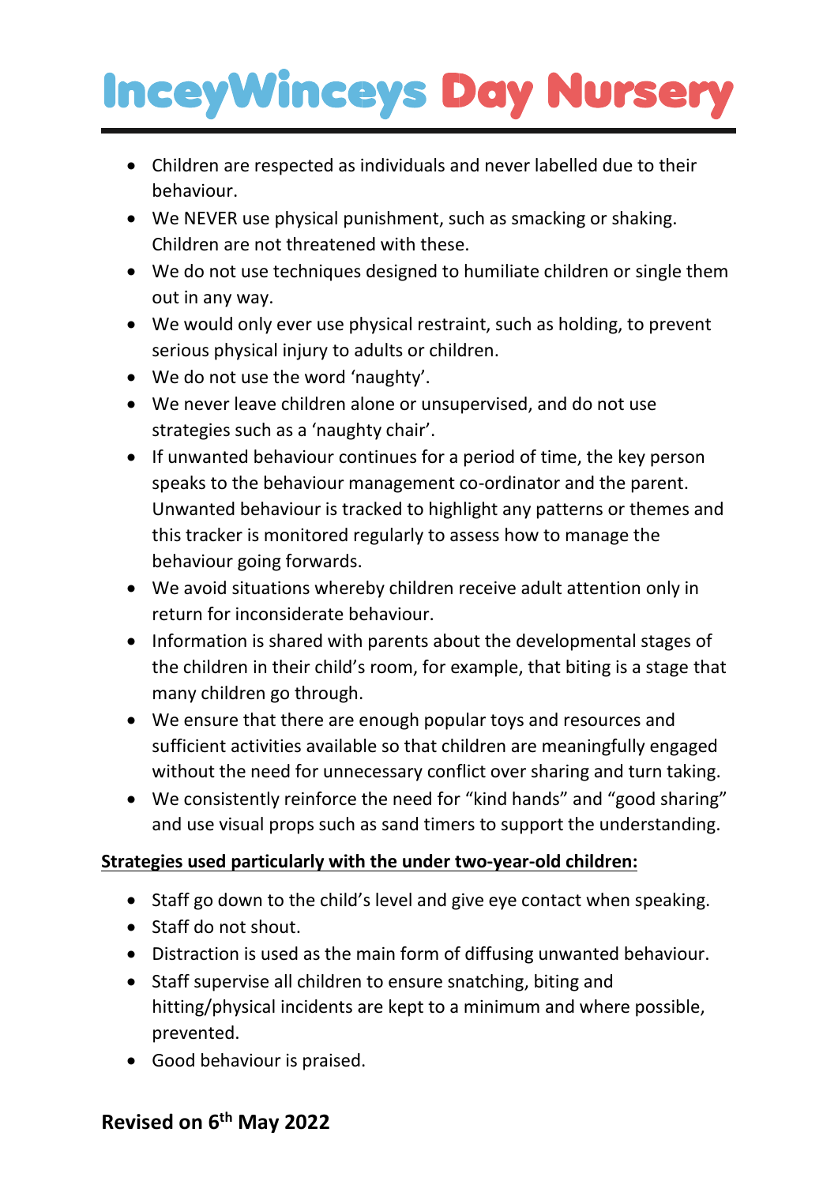- Children are respected as individuals and never labelled due to their behaviour.
- We NEVER use physical punishment, such as smacking or shaking. Children are not threatened with these.
- We do not use techniques designed to humiliate children or single them out in any way.
- We would only ever use physical restraint, such as holding, to prevent serious physical injury to adults or children.
- We do not use the word ‘naughty’.
- We never leave children alone or unsupervised, and do not use strategies such as a ‘naughty chair’.
- If unwanted behaviour continues for a period of time, the key person speaks to the behaviour management co-ordinator and the parent. Unwanted behaviour is tracked to highlight any patterns or themes and this tracker is monitored regularly to assess how to manage the behaviour going forwards.
- We avoid situations whereby children receive adult attention only in return for inconsiderate behaviour.
- Information is shared with parents about the developmental stages of the children in their child’s room, for example, that biting is a stage that many children go through.
- We ensure that there are enough popular toys and resources and sufficient activities available so that children are meaningfully engaged without the need for unnecessary conflict over sharing and turn taking.
- We consistently reinforce the need for “kind hands” and “good sharing” and use visual props such as sand timers to support the understanding.

**Strategies used particularly with the under two-year-old children:**

- Staff go down to the child’s level and give eye contact when speaking.
- Staff do not shout.
- Distraction is used as the main form of diffusing unwanted behaviour.
- Staff supervise all children to ensure snatching, biting and hitting/physical incidents are kept to a minimum and where possible, prevented.
- Good behaviour is praised.

**Revised on 6th May 2022**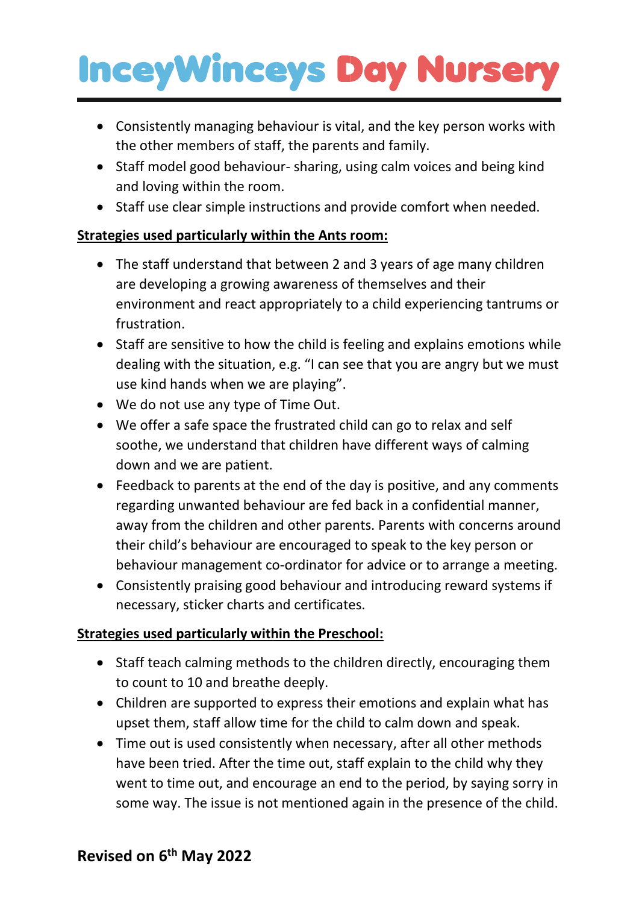- Consistently managing behaviour is vital, and the key person works with the other members of staff, the parents and family.
- Staff model good behaviour- sharing, using calm voices and being kind and loving within the room.
- Staff use clear simple instructions and provide comfort when needed.

**<u>Strategies used particularly within the Ants room:</u>**

- The staff understand that between 2 and 3 years of age many children are developing a growing awareness of themselves and their environment and react appropriately to a child experiencing tantrums or frustration.
- Staff are sensitive to how the child is feeling and explains emotions while dealing with the situation, e.g. "I can see that you are angry but we must use kind hands when we are playing".
- We do not use any type of Time Out.
- We offer a safe space the frustrated child can go to relax and self soothe, we understand that children have different ways of calming down and we are patient.
- Feedback to parents at the end of the day is positive, and any comments regarding unwanted behaviour are fed back in a confidential manner, away from the children and other parents. Parents with concerns around their child's behaviour are encouraged to speak to the key person or behaviour management co-ordinator for advice or to arrange a meeting.
- Consistently praising good behaviour and introducing reward systems if necessary, sticker charts and certificates.

**<u>Strategies used particularly within the Preschool:</u>**

- Staff teach calming methods to the children directly, encouraging them to count to 10 and breathe deeply.
- Children are supported to express their emotions and explain what has upset them, staff allow time for the child to calm down and speak.
- Time out is used consistently when necessary, after all other methods have been tried. After the time out, staff explain to the child why they went to time out, and encourage an end to the period, by saying sorry in some way. The issue is not mentioned again in the presence of the child.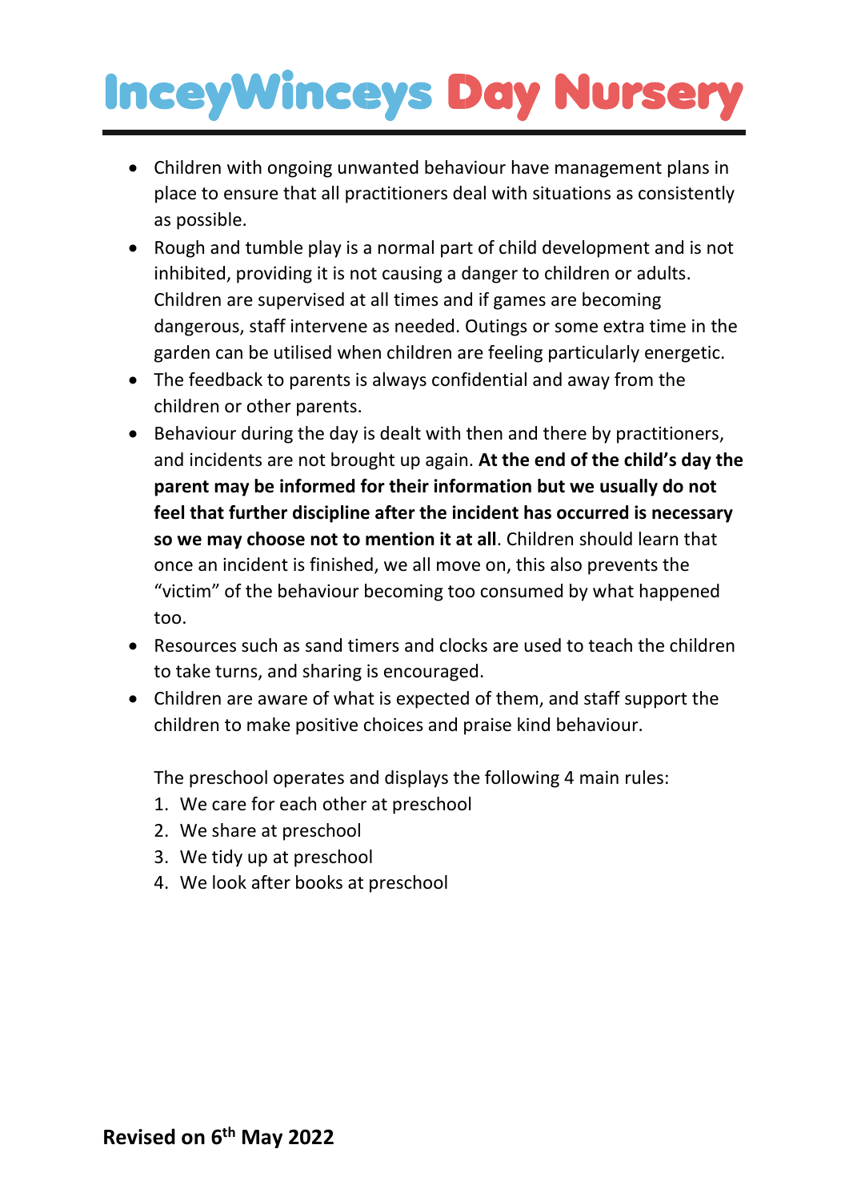- Children with ongoing unwanted behaviour have management plans in place to ensure that all practitioners deal with situations as consistently as possible.
- Rough and tumble play is a normal part of child development and is not inhibited, providing it is not causing a danger to children or adults. Children are supervised at all times and if games are becoming dangerous, staff intervene as needed. Outings or some extra time in the garden can be utilised when children are feeling particularly energetic.
- The feedback to parents is always confidential and away from the children or other parents.
- Behaviour during the day is dealt with then and there by practitioners, and incidents are not brought up again. **At the end of the child's day the parent may be informed for their information but we usually do not feel that further discipline after the incident has occurred is necessary so we may choose not to mention it at all**. Children should learn that once an incident is finished, we all move on, this also prevents the "victim" of the behaviour becoming too consumed by what happened too.
- Resources such as sand timers and clocks are used to teach the children to take turns, and sharing is encouraged.
- Children are aware of what is expected of them, and staff support the children to make positive choices and praise kind behaviour.

The preschool operates and displays the following 4 main rules:

1. We care for each other at preschool
2. We share at preschool
3. We tidy up at preschool
4. We look after books at preschool

**Revised on 6th May 2022**